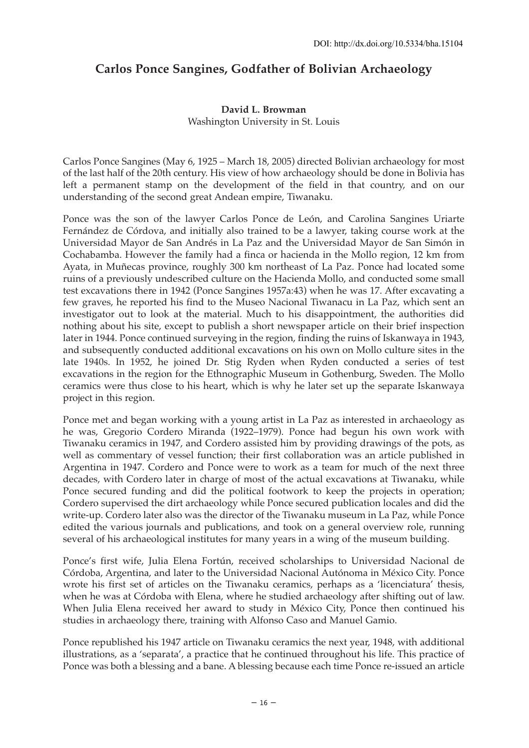DOI: http://dx.doi.org/10.5334/bha.15104

# Carlos Ponce Sangines, Godfather of Bolivian Archaeology

**David L. Browman**
Washington University in St. Louis

Carlos Ponce Sangines (May 6, 1925 – March 18, 2005) directed Bolivian archaeology for most of the last half of the 20th century. His view of how archaeology should be done in Bolivia has left a permanent stamp on the development of the field in that country, and on our understanding of the second great Andean empire, Tiwanaku.

Ponce was the son of the lawyer Carlos Ponce de León, and Carolina Sangines Uriarte Fernández de Córdova, and initially also trained to be a lawyer, taking course work at the Universidad Mayor de San Andrés in La Paz and the Universidad Mayor de San Simón in Cochabamba. However the family had a finca or hacienda in the Mollo region, 12 km from Ayata, in Muñecas province, roughly 300 km northeast of La Paz. Ponce had located some ruins of a previously undescribed culture on the Hacienda Mollo, and conducted some small test excavations there in 1942 (Ponce Sangines 1957a:43) when he was 17. After excavating a few graves, he reported his find to the Museo Nacional Tiwanacu in La Paz, which sent an investigator out to look at the material. Much to his disappointment, the authorities did nothing about his site, except to publish a short newspaper article on their brief inspection later in 1944. Ponce continued surveying in the region, finding the ruins of Iskanwaya in 1943, and subsequently conducted additional excavations on his own on Mollo culture sites in the late 1940s. In 1952, he joined Dr. Stig Ryden when Ryden conducted a series of test excavations in the region for the Ethnographic Museum in Gothenburg, Sweden. The Mollo ceramics were thus close to his heart, which is why he later set up the separate Iskanwaya project in this region.

Ponce met and began working with a young artist in La Paz as interested in archaeology as he was, Gregorio Cordero Miranda (1922–1979). Ponce had begun his own work with Tiwanaku ceramics in 1947, and Cordero assisted him by providing drawings of the pots, as well as commentary of vessel function; their first collaboration was an article published in Argentina in 1947. Cordero and Ponce were to work as a team for much of the next three decades, with Cordero later in charge of most of the actual excavations at Tiwanaku, while Ponce secured funding and did the political footwork to keep the projects in operation; Cordero supervised the dirt archaeology while Ponce secured publication locales and did the write-up. Cordero later also was the director of the Tiwanaku museum in La Paz, while Ponce edited the various journals and publications, and took on a general overview role, running several of his archaeological institutes for many years in a wing of the museum building.

Ponce's first wife, Julia Elena Fortún, received scholarships to Universidad Nacional de Córdoba, Argentina, and later to the Universidad Nacional Autónoma in México City. Ponce wrote his first set of articles on the Tiwanaku ceramics, perhaps as a 'licenciatura' thesis, when he was at Córdoba with Elena, where he studied archaeology after shifting out of law. When Julia Elena received her award to study in México City, Ponce then continued his studies in archaeology there, training with Alfonso Caso and Manuel Gamio.

Ponce republished his 1947 article on Tiwanaku ceramics the next year, 1948, with additional illustrations, as a 'separata', a practice that he continued throughout his life. This practice of Ponce was both a blessing and a bane. A blessing because each time Ponce re-issued an article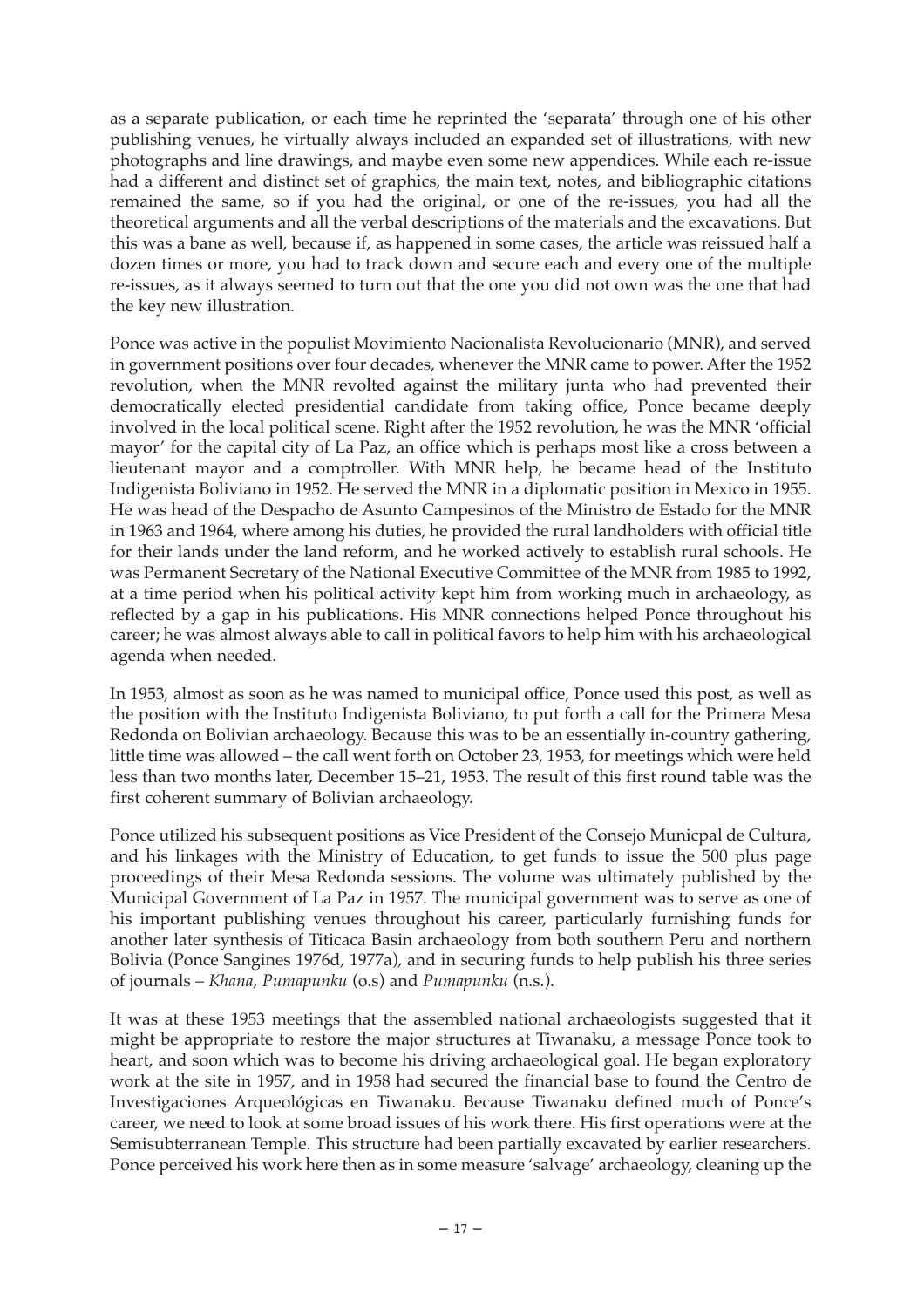as a separate publication, or each time he reprinted the 'separata' through one of his other publishing venues, he virtually always included an expanded set of illustrations, with new photographs and line drawings, and maybe even some new appendices. While each re-issue had a different and distinct set of graphics, the main text, notes, and bibliographic citations remained the same, so if you had the original, or one of the re-issues, you had all the theoretical arguments and all the verbal descriptions of the materials and the excavations. But this was a bane as well, because if, as happened in some cases, the article was reissued half a dozen times or more, you had to track down and secure each and every one of the multiple re-issues, as it always seemed to turn out that the one you did not own was the one that had the key new illustration.

Ponce was active in the populist Movimiento Nacionalista Revolucionario (MNR), and served in government positions over four decades, whenever the MNR came to power. After the 1952 revolution, when the MNR revolted against the military junta who had prevented their democratically elected presidential candidate from taking office, Ponce became deeply involved in the local political scene. Right after the 1952 revolution, he was the MNR 'official mayor' for the capital city of La Paz, an office which is perhaps most like a cross between a lieutenant mayor and a comptroller. With MNR help, he became head of the Instituto Indigenista Boliviano in 1952. He served the MNR in a diplomatic position in Mexico in 1955. He was head of the Despacho de Asunto Campesinos of the Ministro de Estado for the MNR in 1963 and 1964, where among his duties, he provided the rural landholders with official title for their lands under the land reform, and he worked actively to establish rural schools. He was Permanent Secretary of the National Executive Committee of the MNR from 1985 to 1992, at a time period when his political activity kept him from working much in archaeology, as reflected by a gap in his publications. His MNR connections helped Ponce throughout his career; he was almost always able to call in political favors to help him with his archaeological agenda when needed.

In 1953, almost as soon as he was named to municipal office, Ponce used this post, as well as the position with the Instituto Indigenista Boliviano, to put forth a call for the Primera Mesa Redonda on Bolivian archaeology. Because this was to be an essentially in-country gathering, little time was allowed – the call went forth on October 23, 1953, for meetings which were held less than two months later, December 15–21, 1953. The result of this first round table was the first coherent summary of Bolivian archaeology.

Ponce utilized his subsequent positions as Vice President of the Consejo Municpal de Cultura, and his linkages with the Ministry of Education, to get funds to issue the 500 plus page proceedings of their Mesa Redonda sessions. The volume was ultimately published by the Municipal Government of La Paz in 1957. The municipal government was to serve as one of his important publishing venues throughout his career, particularly furnishing funds for another later synthesis of Titicaca Basin archaeology from both southern Peru and northern Bolivia (Ponce Sangines 1976d, 1977a), and in securing funds to help publish his three series of journals – *Khana*, *Pumapunku* (o.s) and *Pumapunku* (n.s.).

It was at these 1953 meetings that the assembled national archaeologists suggested that it might be appropriate to restore the major structures at Tiwanaku, a message Ponce took to heart, and soon which was to become his driving archaeological goal. He began exploratory work at the site in 1957, and in 1958 had secured the financial base to found the Centro de Investigaciones Arqueológicas en Tiwanaku. Because Tiwanaku defined much of Ponce's career, we need to look at some broad issues of his work there. His first operations were at the Semisubterranean Temple. This structure had been partially excavated by earlier researchers. Ponce perceived his work here then as in some measure 'salvage' archaeology, cleaning up the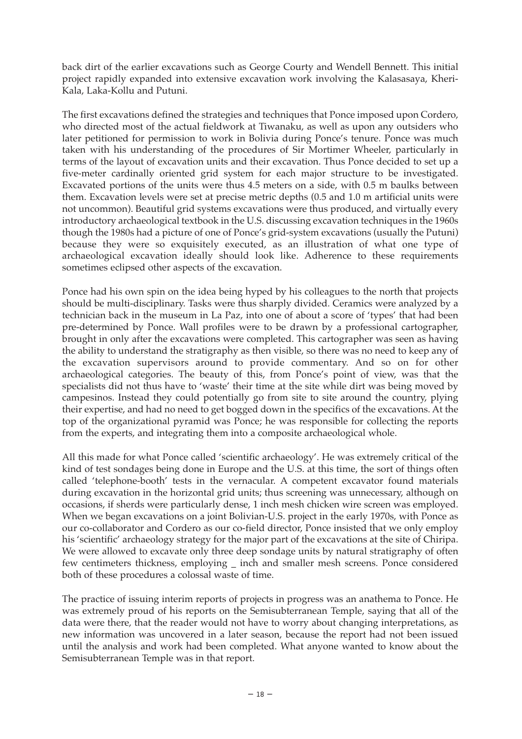back dirt of the earlier excavations such as George Courty and Wendell Bennett. This initial project rapidly expanded into extensive excavation work involving the Kalasasaya, Kheri-Kala, Laka-Kollu and Putuni.

The first excavations defined the strategies and techniques that Ponce imposed upon Cordero, who directed most of the actual fieldwork at Tiwanaku, as well as upon any outsiders who later petitioned for permission to work in Bolivia during Ponce's tenure. Ponce was much taken with his understanding of the procedures of Sir Mortimer Wheeler, particularly in terms of the layout of excavation units and their excavation. Thus Ponce decided to set up a five-meter cardinally oriented grid system for each major structure to be investigated. Excavated portions of the units were thus 4.5 meters on a side, with 0.5 m baulks between them. Excavation levels were set at precise metric depths (0.5 and 1.0 m artificial units were not uncommon). Beautiful grid systems excavations were thus produced, and virtually every introductory archaeological textbook in the U.S. discussing excavation techniques in the 1960s though the 1980s had a picture of one of Ponce's grid-system excavations (usually the Putuni) because they were so exquisitely executed, as an illustration of what one type of archaeological excavation ideally should look like. Adherence to these requirements sometimes eclipsed other aspects of the excavation.

Ponce had his own spin on the idea being hyped by his colleagues to the north that projects should be multi-disciplinary. Tasks were thus sharply divided. Ceramics were analyzed by a technician back in the museum in La Paz, into one of about a score of 'types' that had been pre-determined by Ponce. Wall profiles were to be drawn by a professional cartographer, brought in only after the excavations were completed. This cartographer was seen as having the ability to understand the stratigraphy as then visible, so there was no need to keep any of the excavation supervisors around to provide commentary. And so on for other archaeological categories. The beauty of this, from Ponce's point of view, was that the specialists did not thus have to 'waste' their time at the site while dirt was being moved by campesinos. Instead they could potentially go from site to site around the country, plying their expertise, and had no need to get bogged down in the specifics of the excavations. At the top of the organizational pyramid was Ponce; he was responsible for collecting the reports from the experts, and integrating them into a composite archaeological whole.

All this made for what Ponce called 'scientific archaeology'. He was extremely critical of the kind of test sondages being done in Europe and the U.S. at this time, the sort of things often called 'telephone-booth' tests in the vernacular. A competent excavator found materials during excavation in the horizontal grid units; thus screening was unnecessary, although on occasions, if sherds were particularly dense, 1 inch mesh chicken wire screen was employed. When we began excavations on a joint Bolivian-U.S. project in the early 1970s, with Ponce as our co-collaborator and Cordero as our co-field director, Ponce insisted that we only employ his 'scientific' archaeology strategy for the major part of the excavations at the site of Chiripa. We were allowed to excavate only three deep sondage units by natural stratigraphy of often few centimeters thickness, employing _ inch and smaller mesh screens. Ponce considered both of these procedures a colossal waste of time.

The practice of issuing interim reports of projects in progress was an anathema to Ponce. He was extremely proud of his reports on the Semisubterranean Temple, saying that all of the data were there, that the reader would not have to worry about changing interpretations, as new information was uncovered in a later season, because the report had not been issued until the analysis and work had been completed. What anyone wanted to know about the Semisubterranean Temple was in that report.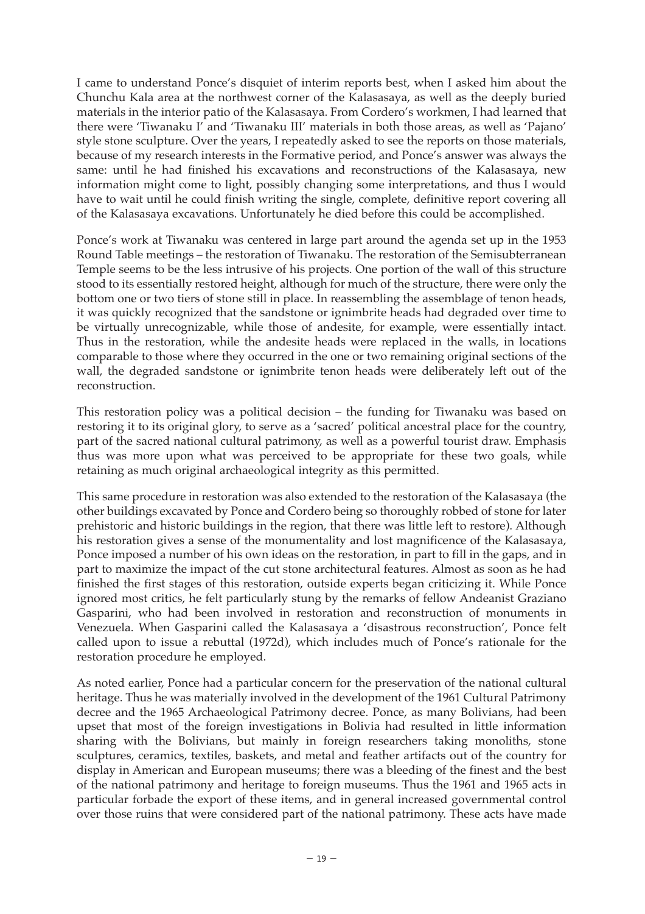I came to understand Ponce's disquiet of interim reports best, when I asked him about the Chunchu Kala area at the northwest corner of the Kalasasaya, as well as the deeply buried materials in the interior patio of the Kalasasaya. From Cordero's workmen, I had learned that there were 'Tiwanaku I' and 'Tiwanaku III' materials in both those areas, as well as 'Pajano' style stone sculpture. Over the years, I repeatedly asked to see the reports on those materials, because of my research interests in the Formative period, and Ponce's answer was always the same: until he had finished his excavations and reconstructions of the Kalasasaya, new information might come to light, possibly changing some interpretations, and thus I would have to wait until he could finish writing the single, complete, definitive report covering all of the Kalasasaya excavations. Unfortunately he died before this could be accomplished.

Ponce's work at Tiwanaku was centered in large part around the agenda set up in the 1953 Round Table meetings – the restoration of Tiwanaku. The restoration of the Semisubterranean Temple seems to be the less intrusive of his projects. One portion of the wall of this structure stood to its essentially restored height, although for much of the structure, there were only the bottom one or two tiers of stone still in place. In reassembling the assemblage of tenon heads, it was quickly recognized that the sandstone or ignimbrite heads had degraded over time to be virtually unrecognizable, while those of andesite, for example, were essentially intact. Thus in the restoration, while the andesite heads were replaced in the walls, in locations comparable to those where they occurred in the one or two remaining original sections of the wall, the degraded sandstone or ignimbrite tenon heads were deliberately left out of the reconstruction.

This restoration policy was a political decision – the funding for Tiwanaku was based on restoring it to its original glory, to serve as a 'sacred' political ancestral place for the country, part of the sacred national cultural patrimony, as well as a powerful tourist draw. Emphasis thus was more upon what was perceived to be appropriate for these two goals, while retaining as much original archaeological integrity as this permitted.

This same procedure in restoration was also extended to the restoration of the Kalasasaya (the other buildings excavated by Ponce and Cordero being so thoroughly robbed of stone for later prehistoric and historic buildings in the region, that there was little left to restore). Although his restoration gives a sense of the monumentality and lost magnificence of the Kalasasaya, Ponce imposed a number of his own ideas on the restoration, in part to fill in the gaps, and in part to maximize the impact of the cut stone architectural features. Almost as soon as he had finished the first stages of this restoration, outside experts began criticizing it. While Ponce ignored most critics, he felt particularly stung by the remarks of fellow Andeanist Graziano Gasparini, who had been involved in restoration and reconstruction of monuments in Venezuela. When Gasparini called the Kalasasaya a 'disastrous reconstruction', Ponce felt called upon to issue a rebuttal (1972d), which includes much of Ponce's rationale for the restoration procedure he employed.

As noted earlier, Ponce had a particular concern for the preservation of the national cultural heritage. Thus he was materially involved in the development of the 1961 Cultural Patrimony decree and the 1965 Archaeological Patrimony decree. Ponce, as many Bolivians, had been upset that most of the foreign investigations in Bolivia had resulted in little information sharing with the Bolivians, but mainly in foreign researchers taking monoliths, stone sculptures, ceramics, textiles, baskets, and metal and feather artifacts out of the country for display in American and European museums; there was a bleeding of the finest and the best of the national patrimony and heritage to foreign museums. Thus the 1961 and 1965 acts in particular forbade the export of these items, and in general increased governmental control over those ruins that were considered part of the national patrimony. These acts have made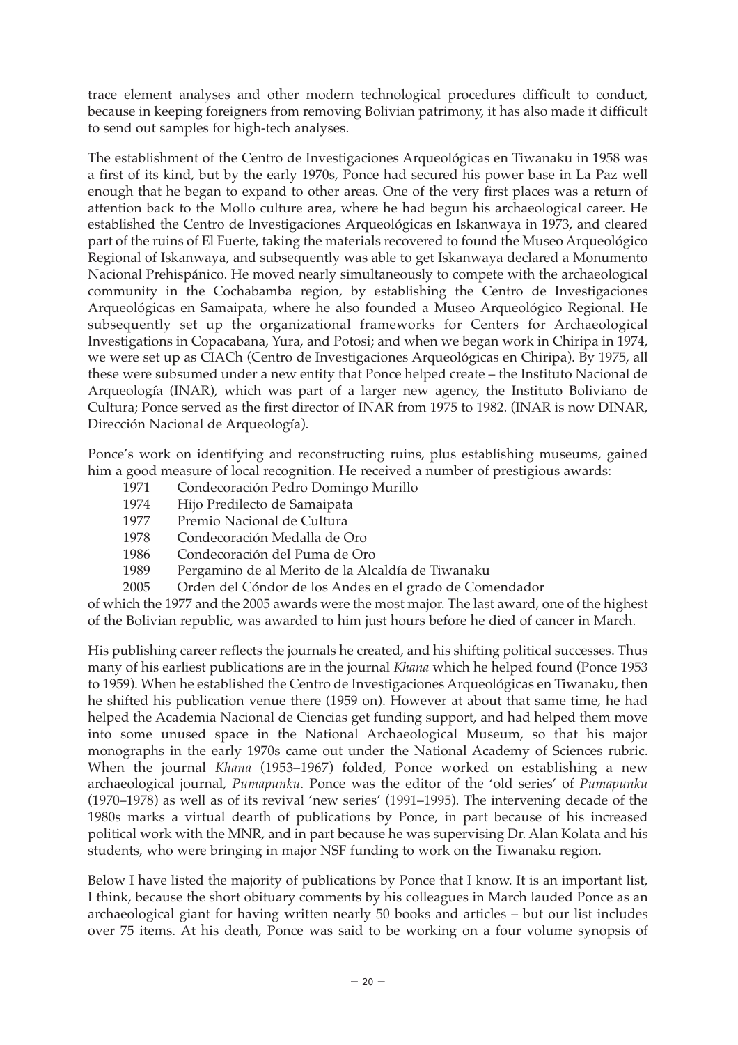trace element analyses and other modern technological procedures difficult to conduct, because in keeping foreigners from removing Bolivian patrimony, it has also made it difficult to send out samples for high-tech analyses.

The establishment of the Centro de Investigaciones Arqueológicas en Tiwanaku in 1958 was a first of its kind, but by the early 1970s, Ponce had secured his power base in La Paz well enough that he began to expand to other areas. One of the very first places was a return of attention back to the Mollo culture area, where he had begun his archaeological career. He established the Centro de Investigaciones Arqueológicas en Iskanwaya in 1973, and cleared part of the ruins of El Fuerte, taking the materials recovered to found the Museo Arqueológico Regional of Iskanwaya, and subsequently was able to get Iskanwaya declared a Monumento Nacional Prehispánico. He moved nearly simultaneously to compete with the archaeological community in the Cochabamba region, by establishing the Centro de Investigaciones Arqueológicas en Samaipata, where he also founded a Museo Arqueológico Regional. He subsequently set up the organizational frameworks for Centers for Archaeological Investigations in Copacabana, Yura, and Potosi; and when we began work in Chiripa in 1974, we were set up as CIACh (Centro de Investigaciones Arqueológicas en Chiripa). By 1975, all these were subsumed under a new entity that Ponce helped create – the Instituto Nacional de Arqueología (INAR), which was part of a larger new agency, the Instituto Boliviano de Cultura; Ponce served as the first director of INAR from 1975 to 1982. (INAR is now DINAR, Dirección Nacional de Arqueología).

Ponce's work on identifying and reconstructing ruins, plus establishing museums, gained him a good measure of local recognition. He received a number of prestigious awards:

1971 Condecoración Pedro Domingo Murillo
1974 Hijo Predilecto de Samaipata
1977 Premio Nacional de Cultura
1978 Condecoración Medalla de Oro
1986 Condecoración del Puma de Oro
1989 Pergamino de al Merito de la Alcaldía de Tiwanaku
2005 Orden del Cóndor de los Andes en el grado de Comendador

of which the 1977 and the 2005 awards were the most major. The last award, one of the highest of the Bolivian republic, was awarded to him just hours before he died of cancer in March.

His publishing career reflects the journals he created, and his shifting political successes. Thus many of his earliest publications are in the journal *Khana* which he helped found (Ponce 1953 to 1959). When he established the Centro de Investigaciones Arqueológicas en Tiwanaku, then he shifted his publication venue there (1959 on). However at about that same time, he had helped the Academia Nacional de Ciencias get funding support, and had helped them move into some unused space in the National Archaeological Museum, so that his major monographs in the early 1970s came out under the National Academy of Sciences rubric. When the journal *Khana* (1953–1967) folded, Ponce worked on establishing a new archaeological journal, *Pumapunku*. Ponce was the editor of the 'old series' of *Pumapunku* (1970–1978) as well as of its revival 'new series' (1991–1995). The intervening decade of the 1980s marks a virtual dearth of publications by Ponce, in part because of his increased political work with the MNR, and in part because he was supervising Dr. Alan Kolata and his students, who were bringing in major NSF funding to work on the Tiwanaku region.

Below I have listed the majority of publications by Ponce that I know. It is an important list, I think, because the short obituary comments by his colleagues in March lauded Ponce as an archaeological giant for having written nearly 50 books and articles – but our list includes over 75 items. At his death, Ponce was said to be working on a four volume synopsis of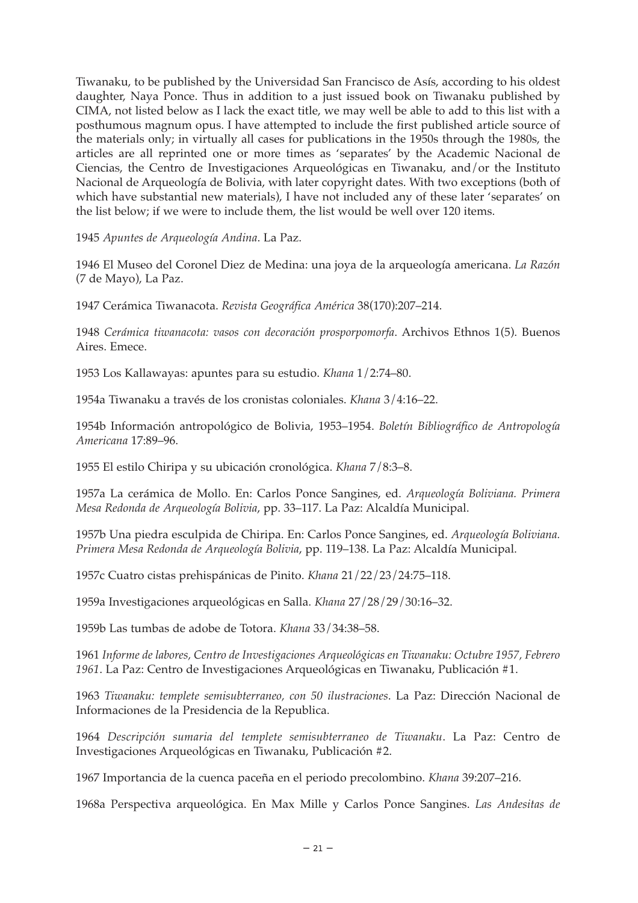Tiwanaku, to be published by the Universidad San Francisco de Asís, according to his oldest daughter, Naya Ponce. Thus in addition to a just issued book on Tiwanaku published by CIMA, not listed below as I lack the exact title, we may well be able to add to this list with a posthumous magnum opus. I have attempted to include the first published article source of the materials only; in virtually all cases for publications in the 1950s through the 1980s, the articles are all reprinted one or more times as 'separates' by the Academic Nacional de Ciencias, the Centro de Investigaciones Arqueológicas en Tiwanaku, and/or the Instituto Nacional de Arqueología de Bolivia, with later copyright dates. With two exceptions (both of which have substantial new materials), I have not included any of these later 'separates' on the list below; if we were to include them, the list would be well over 120 items.

1945 *Apuntes de Arqueología Andina*. La Paz.

1946 El Museo del Coronel Diez de Medina: una joya de la arqueología americana. *La Razón* (7 de Mayo), La Paz.

1947 Cerámica Tiwanacota. *Revista Geográfica América* 38(170):207–214.

1948 *Cerámica tiwanacota: vasos con decoración prosporpomorfa*. Archivos Ethnos 1(5). Buenos Aires. Emece.

1953 Los Kallawayas: apuntes para su estudio. *Khana* 1/2:74–80.

1954a Tiwanaku a través de los cronistas coloniales. *Khana* 3/4:16–22.

1954b Información antropológico de Bolivia, 1953–1954. *Boletín Bibliográfico de Antropología Americana* 17:89–96.

1955 El estilo Chiripa y su ubicación cronológica. *Khana* 7/8:3–8.

1957a La cerámica de Mollo. En: Carlos Ponce Sangines, ed. *Arqueología Boliviana. Primera Mesa Redonda de Arqueología Bolivia*, pp. 33–117. La Paz: Alcaldía Municipal.

1957b Una piedra esculpida de Chiripa. En: Carlos Ponce Sangines, ed. *Arqueología Boliviana. Primera Mesa Redonda de Arqueología Bolivia*, pp. 119–138. La Paz: Alcaldía Municipal.

1957c Cuatro cistas prehispánicas de Pinito. *Khana* 21/22/23/24:75–118.

1959a Investigaciones arqueológicas en Salla. *Khana* 27/28/29/30:16–32.

1959b Las tumbas de adobe de Totora. *Khana* 33/34:38–58.

1961 *Informe de labores, Centro de Investigaciones Arqueológicas en Tiwanaku: Octubre 1957, Febrero 1961*. La Paz: Centro de Investigaciones Arqueológicas en Tiwanaku, Publicación #1.

1963 *Tiwanaku: templete semisubterraneo, con 50 ilustraciones*. La Paz: Dirección Nacional de Informaciones de la Presidencia de la Republica.

1964 *Descripción sumaria del templete semisubterraneo de Tiwanaku*. La Paz: Centro de Investigaciones Arqueológicas en Tiwanaku, Publicación #2.

1967 Importancia de la cuenca paceña en el periodo precolombino. *Khana* 39:207–216.

1968a Perspectiva arqueológica. En Max Mille y Carlos Ponce Sangines. *Las Andesitas de*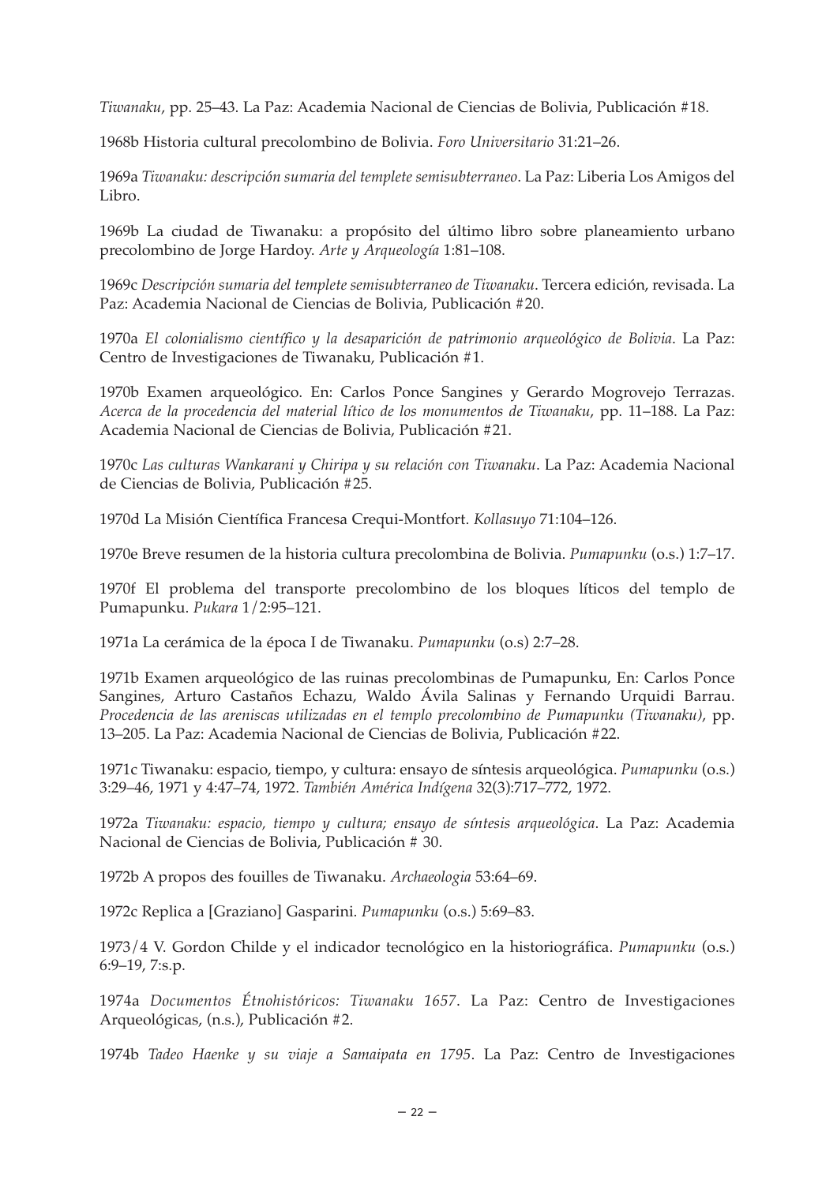*Tiwanaku*, pp. 25–43. La Paz: Academia Nacional de Ciencias de Bolivia, Publicación #18.

1968b Historia cultural precolombino de Bolivia. *Foro Universitario* 31:21–26.

1969a *Tiwanaku: descripción sumaria del templete semisubterraneo*. La Paz: Liberia Los Amigos del Libro.

1969b La ciudad de Tiwanaku: a propósito del último libro sobre planeamiento urbano precolombino de Jorge Hardoy. *Arte y Arqueología* 1:81–108.

1969c *Descripción sumaria del templete semisubterraneo de Tiwanaku*. Tercera edición, revisada. La Paz: Academia Nacional de Ciencias de Bolivia, Publicación #20.

1970a *El colonialismo científico y la desaparición de patrimonio arqueológico de Bolivia*. La Paz: Centro de Investigaciones de Tiwanaku, Publicación #1.

1970b Examen arqueológico. En: Carlos Ponce Sangines y Gerardo Mogrovejo Terrazas. *Acerca de la procedencia del material lítico de los monumentos de Tiwanaku*, pp. 11–188. La Paz: Academia Nacional de Ciencias de Bolivia, Publicación #21.

1970c *Las culturas Wankarani y Chiripa y su relación con Tiwanaku*. La Paz: Academia Nacional de Ciencias de Bolivia, Publicación #25.

1970d La Misión Científica Francesa Crequi-Montfort. *Kollasuyo* 71:104–126.

1970e Breve resumen de la historia cultura precolombina de Bolivia. *Pumapunku* (o.s.) 1:7–17.

1970f El problema del transporte precolombino de los bloques líticos del templo de Pumapunku. *Pukara* 1/2:95–121.

1971a La cerámica de la época I de Tiwanaku. *Pumapunku* (o.s) 2:7–28.

1971b Examen arqueológico de las ruinas precolombinas de Pumapunku, En: Carlos Ponce Sangines, Arturo Castaños Echazu, Waldo Ávila Salinas y Fernando Urquidi Barrau. *Procedencia de las areniscas utilizadas en el templo precolombino de Pumapunku (Tiwanaku)*, pp. 13–205. La Paz: Academia Nacional de Ciencias de Bolivia, Publicación #22.

1971c Tiwanaku: espacio, tiempo, y cultura: ensayo de síntesis arqueológica. *Pumapunku* (o.s.) 3:29–46, 1971 y 4:47–74, 1972. *También América Indígena* 32(3):717–772, 1972.

1972a *Tiwanaku: espacio, tiempo y cultura; ensayo de síntesis arqueológica*. La Paz: Academia Nacional de Ciencias de Bolivia, Publicación # 30.

1972b A propos des fouilles de Tiwanaku. *Archaeologia* 53:64–69.

1972c Replica a [Graziano] Gasparini. *Pumapunku* (o.s.) 5:69–83.

1973/4 V. Gordon Childe y el indicador tecnológico en la historiográfica. *Pumapunku* (o.s.) 6:9–19, 7:s.p.

1974a *Documentos Étnohistóricos: Tiwanaku 1657*. La Paz: Centro de Investigaciones Arqueológicas, (n.s.), Publicación #2.

1974b *Tadeo Haenke y su viaje a Samaipata en 1795*. La Paz: Centro de Investigaciones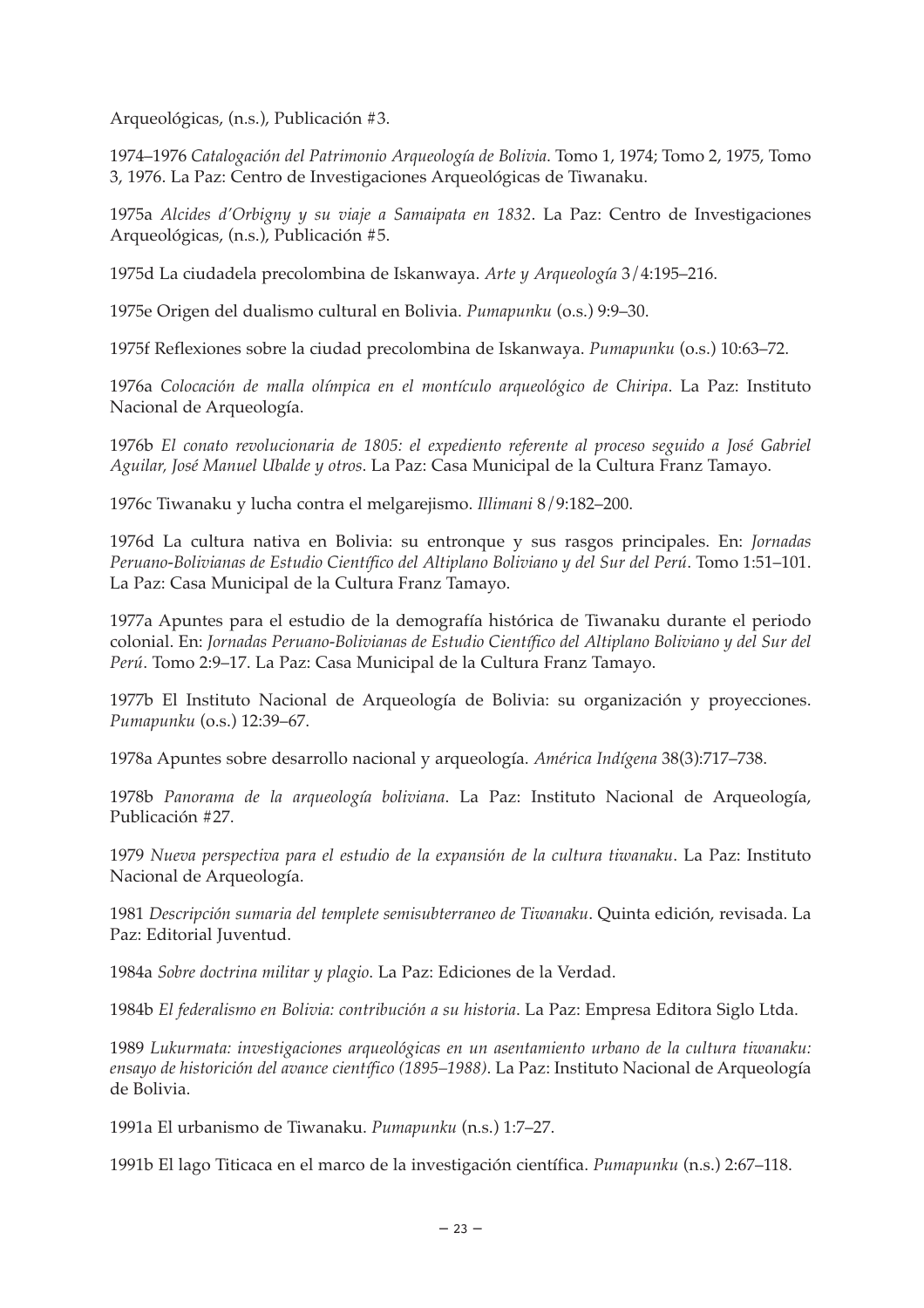Arqueológicas, (n.s.), Publicación #3.

1974–1976 *Catalogación del Patrimonio Arqueología de Bolivia*. Tomo 1, 1974; Tomo 2, 1975, Tomo 3, 1976. La Paz: Centro de Investigaciones Arqueológicas de Tiwanaku.

1975a *Alcides d'Orbigny y su viaje a Samaipata en 1832*. La Paz: Centro de Investigaciones Arqueológicas, (n.s.), Publicación #5.

1975d La ciudadela precolombina de Iskanwaya. *Arte y Arqueología* 3/4:195–216.

1975e Origen del dualismo cultural en Bolivia. *Pumapunku* (o.s.) 9:9–30.

1975f Reflexiones sobre la ciudad precolombina de Iskanwaya. *Pumapunku* (o.s.) 10:63–72.

1976a *Colocación de malla olímpica en el montículo arqueológico de Chiripa*. La Paz: Instituto Nacional de Arqueología.

1976b *El conato revolucionaria de 1805: el expediento referente al proceso seguido a José Gabriel Aguilar, José Manuel Ubalde y otros*. La Paz: Casa Municipal de la Cultura Franz Tamayo.

1976c Tiwanaku y lucha contra el melgarejismo. *Illimani* 8/9:182–200.

1976d La cultura nativa en Bolivia: su entronque y sus rasgos principales. En: *Jornadas Peruano-Bolivianas de Estudio Científico del Altiplano Boliviano y del Sur del Perú*. Tomo 1:51–101. La Paz: Casa Municipal de la Cultura Franz Tamayo.

1977a Apuntes para el estudio de la demografía histórica de Tiwanaku durante el periodo colonial. En: *Jornadas Peruano-Bolivianas de Estudio Científico del Altiplano Boliviano y del Sur del Perú*. Tomo 2:9–17. La Paz: Casa Municipal de la Cultura Franz Tamayo.

1977b El Instituto Nacional de Arqueología de Bolivia: su organización y proyecciones. *Pumapunku* (o.s.) 12:39–67.

1978a Apuntes sobre desarrollo nacional y arqueología. *América Indígena* 38(3):717–738.

1978b *Panorama de la arqueología boliviana*. La Paz: Instituto Nacional de Arqueología, Publicación #27.

1979 *Nueva perspectiva para el estudio de la expansión de la cultura tiwanaku*. La Paz: Instituto Nacional de Arqueología.

1981 *Descripción sumaria del templete semisubterraneo de Tiwanaku*. Quinta edición, revisada. La Paz: Editorial Juventud.

1984a *Sobre doctrina militar y plagio*. La Paz: Ediciones de la Verdad.

1984b *El federalismo en Bolivia: contribución a su historia*. La Paz: Empresa Editora Siglo Ltda.

1989 *Lukurmata: investigaciones arqueológicas en un asentamiento urbano de la cultura tiwanaku: ensayo de historición del avance científico (1895–1988)*. La Paz: Instituto Nacional de Arqueología de Bolivia.

1991a El urbanismo de Tiwanaku. *Pumapunku* (n.s.) 1:7–27.

1991b El lago Titicaca en el marco de la investigación científica. *Pumapunku* (n.s.) 2:67–118.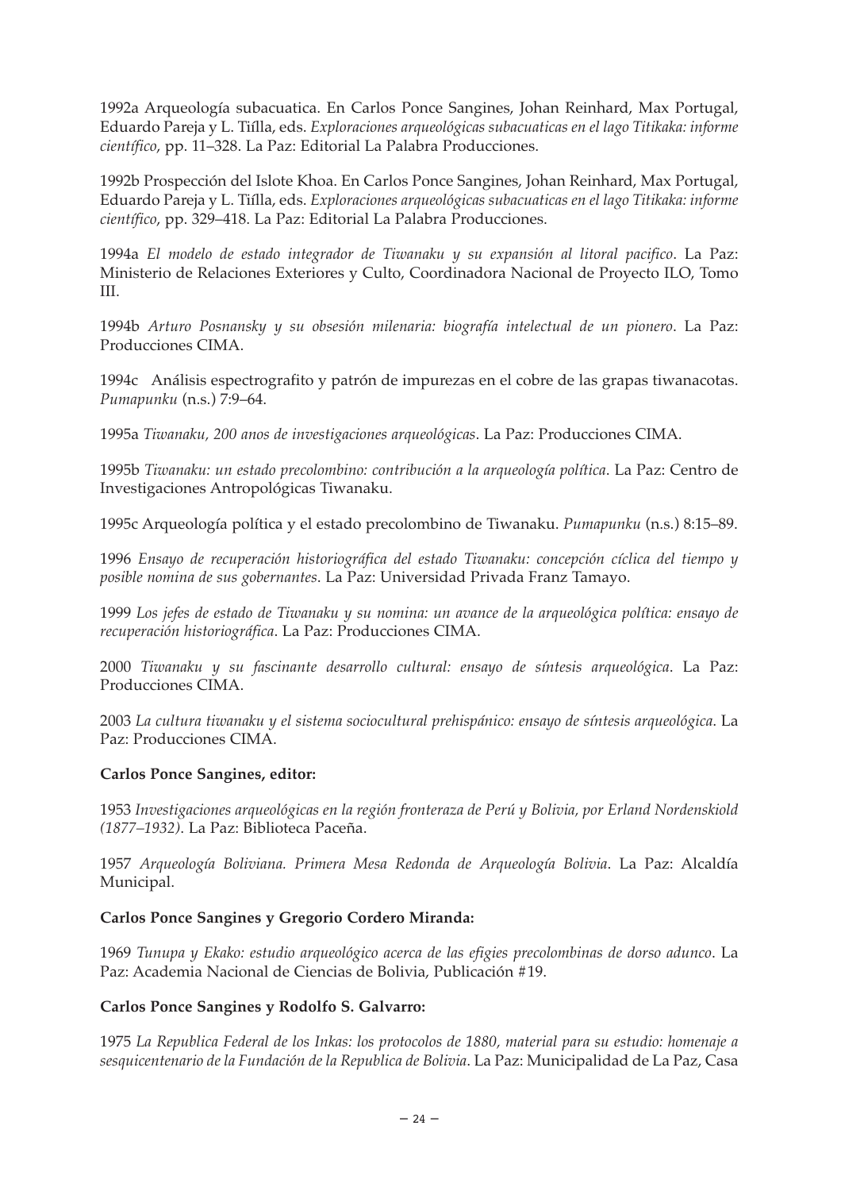1992a Arqueología subacuatica. En Carlos Ponce Sangines, Johan Reinhard, Max Portugal, Eduardo Pareja y L. Tiílla, eds. *Exploraciones arqueológicas subacuaticas en el lago Titikaka: informe científico*, pp. 11–328. La Paz: Editorial La Palabra Producciones.

1992b Prospección del Islote Khoa. En Carlos Ponce Sangines, Johan Reinhard, Max Portugal, Eduardo Pareja y L. Tiílla, eds. *Exploraciones arqueológicas subacuaticas en el lago Titikaka: informe científico*, pp. 329–418. La Paz: Editorial La Palabra Producciones.

1994a *El modelo de estado integrador de Tiwanaku y su expansión al litoral pacifico*. La Paz: Ministerio de Relaciones Exteriores y Culto, Coordinadora Nacional de Proyecto ILO, Tomo III.

1994b *Arturo Posnansky y su obsesión milenaria: biografía intelectual de un pionero*. La Paz: Producciones CIMA.

1994c Análisis espectrografito y patrón de impurezas en el cobre de las grapas tiwanacotas. *Pumapunku* (n.s.) 7:9–64.

1995a *Tiwanaku, 200 anos de investigaciones arqueológicas*. La Paz: Producciones CIMA.

1995b *Tiwanaku: un estado precolombino: contribución a la arqueología política*. La Paz: Centro de Investigaciones Antropológicas Tiwanaku.

1995c Arqueología política y el estado precolombino de Tiwanaku. *Pumapunku* (n.s.) 8:15–89.

1996 *Ensayo de recuperación historiográfica del estado Tiwanaku: concepción cíclica del tiempo y posible nomina de sus gobernantes*. La Paz: Universidad Privada Franz Tamayo.

1999 *Los jefes de estado de Tiwanaku y su nomina: un avance de la arqueológica política: ensayo de recuperación historiográfica*. La Paz: Producciones CIMA.

2000 *Tiwanaku y su fascinante desarrollo cultural: ensayo de síntesis arqueológica*. La Paz: Producciones CIMA.

2003 *La cultura tiwanaku y el sistema sociocultural prehispánico: ensayo de síntesis arqueológica*. La Paz: Producciones CIMA.

**Carlos Ponce Sangines, editor:**

1953 *Investigaciones arqueológicas en la región fronteraza de Perú y Bolivia, por Erland Nordenskiold (1877–1932)*. La Paz: Biblioteca Paceña.

1957 *Arqueología Boliviana. Primera Mesa Redonda de Arqueología Bolivia*. La Paz: Alcaldía Municipal.

**Carlos Ponce Sangines y Gregorio Cordero Miranda:**

1969 *Tunupa y Ekako: estudio arqueológico acerca de las efigies precolombinas de dorso adunco*. La Paz: Academia Nacional de Ciencias de Bolivia, Publicación #19.

**Carlos Ponce Sangines y Rodolfo S. Galvarro:**

1975 *La Republica Federal de los Inkas: los protocolos de 1880, material para su estudio: homenaje a sesquicentenario de la Fundación de la Republica de Bolivia*. La Paz: Municipalidad de La Paz, Casa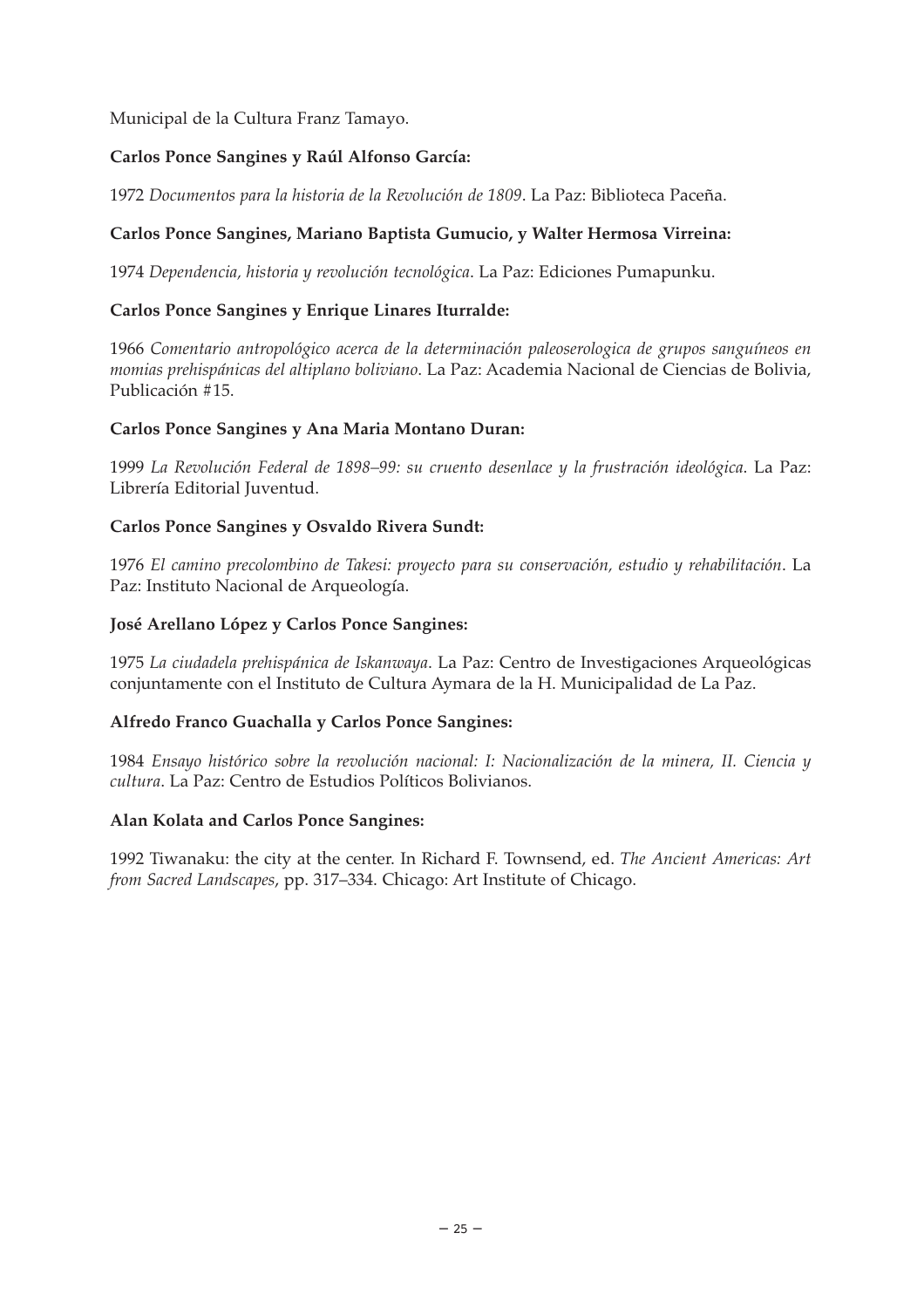Municipal de la Cultura Franz Tamayo.

**Carlos Ponce Sangines y Raúl Alfonso García:**

1972 *Documentos para la historia de la Revolución de 1809*. La Paz: Biblioteca Paceña.

**Carlos Ponce Sangines, Mariano Baptista Gumucio, y Walter Hermosa Virreina:**

1974 *Dependencia, historia y revolución tecnológica*. La Paz: Ediciones Pumapunku.

**Carlos Ponce Sangines y Enrique Linares Iturralde:**

1966 *Comentario antropológico acerca de la determinación paleoserologica de grupos sanguíneos en momias prehispánicas del altiplano boliviano*. La Paz: Academia Nacional de Ciencias de Bolivia, Publicación #15.

**Carlos Ponce Sangines y Ana Maria Montano Duran:**

1999 *La Revolución Federal de 1898–99: su cruento desenlace y la frustración ideológica*. La Paz: Librería Editorial Juventud.

**Carlos Ponce Sangines y Osvaldo Rivera Sundt:**

1976 *El camino precolombino de Takesi: proyecto para su conservación, estudio y rehabilitación*. La Paz: Instituto Nacional de Arqueología.

**José Arellano López y Carlos Ponce Sangines:**

1975 *La ciudadela prehispánica de Iskanwaya*. La Paz: Centro de Investigaciones Arqueológicas conjuntamente con el Instituto de Cultura Aymara de la H. Municipalidad de La Paz.

**Alfredo Franco Guachalla y Carlos Ponce Sangines:**

1984 *Ensayo histórico sobre la revolución nacional: I: Nacionalización de la minera, II. Ciencia y cultura*. La Paz: Centro de Estudios Políticos Bolivianos.

**Alan Kolata and Carlos Ponce Sangines:**

1992 Tiwanaku: the city at the center. In Richard F. Townsend, ed. *The Ancient Americas: Art from Sacred Landscapes*, pp. 317–334. Chicago: Art Institute of Chicago.